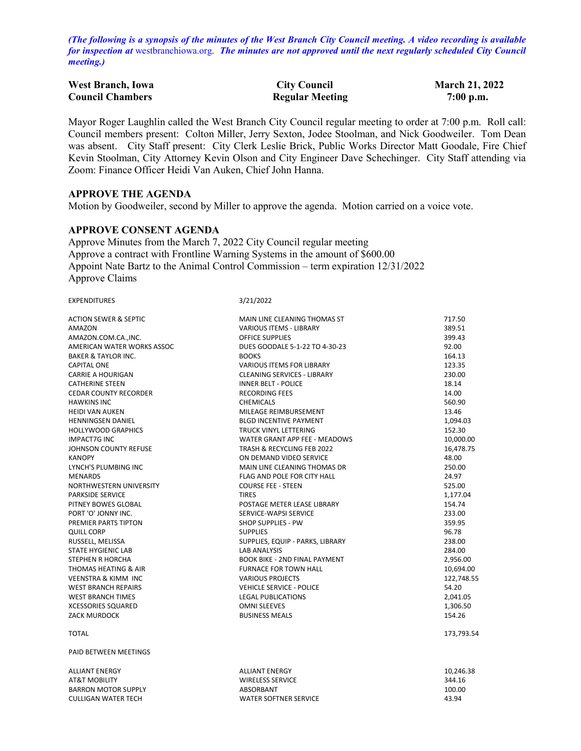*(The following is a synopsis of the minutes of the West Branch City Council meeting. A video recording is available for inspection at* westbranchiowa.org*. The minutes are not approved until the next regularly scheduled City Council meeting.)*

| **West Branch, Iowa** | **City Council** | **March 21, 2022** |
|---|---|---|
| **Council Chambers** | **Regular Meeting** | **7:00 p.m.** |

Mayor Roger Laughlin called the West Branch City Council regular meeting to order at 7:00 p.m. Roll call: Council members present: Colton Miller, Jerry Sexton, Jodee Stoolman, and Nick Goodweiler. Tom Dean was absent. City Staff present: City Clerk Leslie Brick, Public Works Director Matt Goodale, Fire Chief Kevin Stoolman, City Attorney Kevin Olson and City Engineer Dave Schechinger. City Staff attending via Zoom: Finance Officer Heidi Van Auken, Chief John Hanna.

## APPROVE THE AGENDA

Motion by Goodweiler, second by Miller to approve the agenda. Motion carried on a voice vote.

## APPROVE CONSENT AGENDA

Approve Minutes from the March 7, 2022 City Council regular meeting
Approve a contract with Frontline Warning Systems in the amount of $600.00
Appoint Nate Bartz to the Animal Control Commission – term expiration 12/31/2022
Approve Claims

| EXPENDITURES | 3/21/2022 | |
|---|---|---|
| ACTION SEWER & SEPTIC | MAIN LINE CLEANING THOMAS ST | 717.50 |
| AMAZON | VARIOUS ITEMS - LIBRARY | 389.51 |
| AMAZON.COM.CA.,INC. | OFFICE SUPPLIES | 399.43 |
| AMERICAN WATER WORKS ASSOC | DUES GOODALE 5-1-22 TO 4-30-23 | 92.00 |
| BAKER & TAYLOR INC. | BOOKS | 164.13 |
| CAPITAL ONE | VARIOUS ITEMS FOR LIBRARY | 123.35 |
| CARRIE A HOURIGAN | CLEANING SERVICES - LIBRARY | 230.00 |
| CATHERINE STEEN | INNER BELT - POLICE | 18.14 |
| CEDAR COUNTY RECORDER | RECORDING FEES | 14.00 |
| HAWKINS INC | CHEMICALS | 560.90 |
| HEIDI VAN AUKEN | MILEAGE REIMBURSEMENT | 13.46 |
| HENNINGSEN DANIEL | BLGD INCENTIVE PAYMENT | 1,094.03 |
| HOLLYWOOD GRAPHICS | TRUCK VINYL LETTERING | 152.30 |
| IMPACT7G INC | WATER GRANT APP FEE - MEADOWS | 10,000.00 |
| JOHNSON COUNTY REFUSE | TRASH & RECYCLING FEB 2022 | 16,478.75 |
| KANOPY | ON DEMAND VIDEO SERVICE | 48.00 |
| LYNCH'S PLUMBING INC | MAIN LINE CLEANING THOMAS DR | 250.00 |
| MENARDS | FLAG AND POLE FOR CITY HALL | 24.97 |
| NORTHWESTERN UNIVERSITY | COURSE FEE - STEEN | 525.00 |
| PARKSIDE SERVICE | TIRES | 1,177.04 |
| PITNEY BOWES GLOBAL | POSTAGE METER LEASE LIBRARY | 154.74 |
| PORT 'O' JONNY INC. | SERVICE-WAPSI SERVICE | 233.00 |
| PREMIER PARTS TIPTON | SHOP SUPPLIES - PW | 359.95 |
| QUILL CORP | SUPPLIES | 96.78 |
| RUSSELL, MELISSA | SUPPLIES, EQUIP - PARKS, LIBRARY | 238.00 |
| STATE HYGIENIC LAB | LAB ANALYSIS | 284.00 |
| STEPHEN R HORCHA | BOOK BIKE - 2ND FINAL PAYMENT | 2,956.00 |
| THOMAS HEATING & AIR | FURNACE FOR TOWN HALL | 10,694.00 |
| VEENSTRA & KIMM INC | VARIOUS PROJECTS | 122,748.55 |
| WEST BRANCH REPAIRS | VEHICLE SERVICE - POLICE | 54.20 |
| WEST BRANCH TIMES | LEGAL PUBLICATIONS | 2,041.05 |
| XCESSORIES SQUARED | OMNI SLEEVES | 1,306.50 |
| ZACK MURDOCK | BUSINESS MEALS | 154.26 |
| TOTAL | | 173,793.54 |
| PAID BETWEEN MEETINGS | | |
| ALLIANT ENERGY | ALLIANT ENERGY | 10,246.38 |
| AT&T MOBILITY | WIRELESS SERVICE | 344.16 |
| BARRON MOTOR SUPPLY | ABSORBANT | 100.00 |
| CULLIGAN WATER TECH | WATER SOFTNER SERVICE | 43.94 |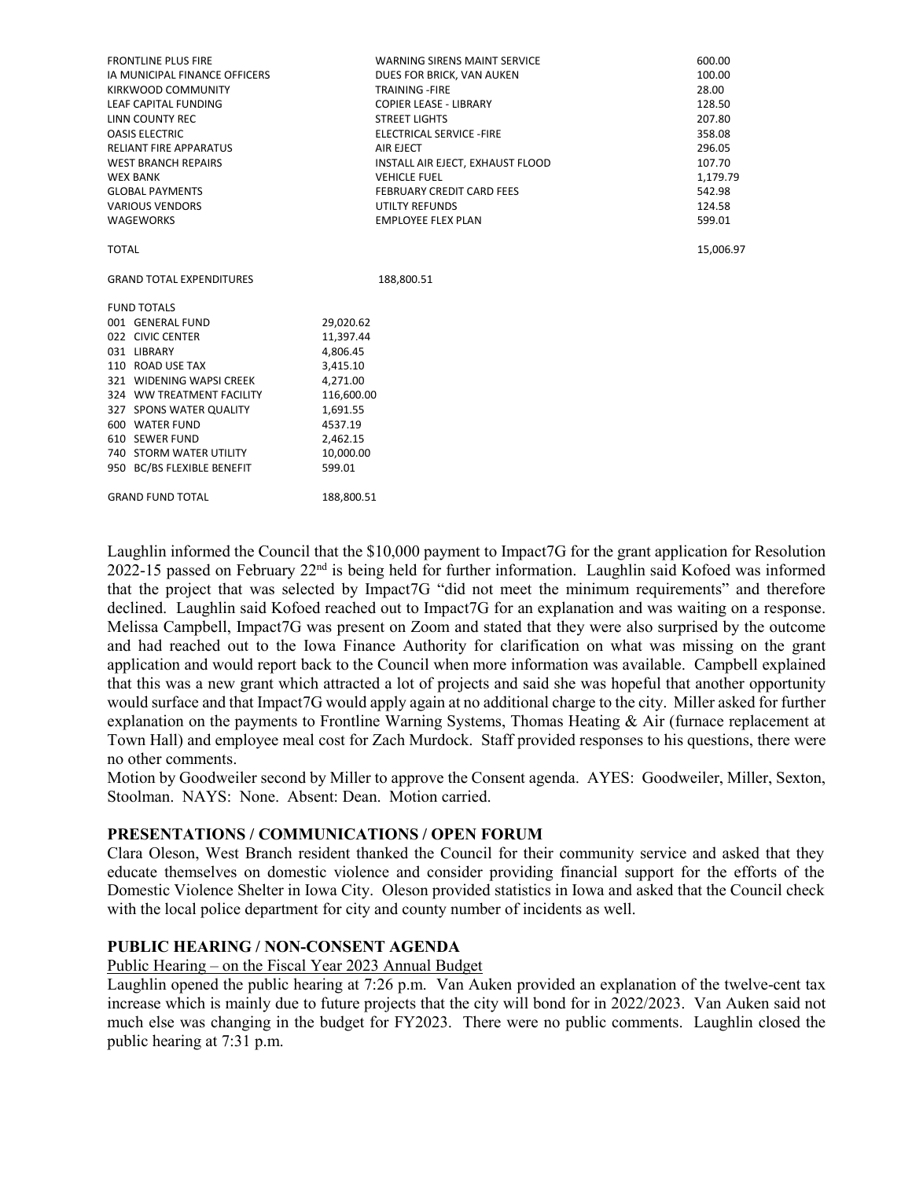| | | |
|---|---|---|
| FRONTLINE PLUS FIRE | WARNING SIRENS MAINT SERVICE | 600.00 |
| IA MUNICIPAL FINANCE OFFICERS | DUES FOR BRICK, VAN AUKEN | 100.00 |
| KIRKWOOD COMMUNITY | TRAINING -FIRE | 28.00 |
| LEAF CAPITAL FUNDING | COPIER LEASE - LIBRARY | 128.50 |
| LINN COUNTY REC | STREET LIGHTS | 207.80 |
| OASIS ELECTRIC | ELECTRICAL SERVICE -FIRE | 358.08 |
| RELIANT FIRE APPARATUS | AIR EJECT | 296.05 |
| WEST BRANCH REPAIRS | INSTALL AIR EJECT, EXHAUST FLOOD | 107.70 |
| WEX BANK | VEHICLE FUEL | 1,179.79 |
| GLOBAL PAYMENTS | FEBRUARY CREDIT CARD FEES | 542.98 |
| VARIOUS VENDORS | UTILTY REFUNDS | 124.58 |
| WAGEWORKS | EMPLOYEE FLEX PLAN | 599.01 |
| TOTAL | | 15,006.97 |

GRAND TOTAL EXPENDITURES 188,800.51

| FUND TOTALS | |
|---|---|
| 001 GENERAL FUND | 29,020.62 |
| 022 CIVIC CENTER | 11,397.44 |
| 031 LIBRARY | 4,806.45 |
| 110 ROAD USE TAX | 3,415.10 |
| 321 WIDENING WAPSI CREEK | 4,271.00 |
| 324 WW TREATMENT FACILITY | 116,600.00 |
| 327 SPONS WATER QUALITY | 1,691.55 |
| 600 WATER FUND | 4537.19 |
| 610 SEWER FUND | 2,462.15 |
| 740 STORM WATER UTILITY | 10,000.00 |
| 950 BC/BS FLEXIBLE BENEFIT | 599.01 |
| GRAND FUND TOTAL | 188,800.51 |

Laughlin informed the Council that the $10,000 payment to Impact7G for the grant application for Resolution 2022-15 passed on February 22nd is being held for further information. Laughlin said Kofoed was informed that the project that was selected by Impact7G "did not meet the minimum requirements" and therefore declined. Laughlin said Kofoed reached out to Impact7G for an explanation and was waiting on a response. Melissa Campbell, Impact7G was present on Zoom and stated that they were also surprised by the outcome and had reached out to the Iowa Finance Authority for clarification on what was missing on the grant application and would report back to the Council when more information was available. Campbell explained that this was a new grant which attracted a lot of projects and said she was hopeful that another opportunity would surface and that Impact7G would apply again at no additional charge to the city. Miller asked for further explanation on the payments to Frontline Warning Systems, Thomas Heating & Air (furnace replacement at Town Hall) and employee meal cost for Zach Murdock. Staff provided responses to his questions, there were no other comments.

Motion by Goodweiler second by Miller to approve the Consent agenda. AYES: Goodweiler, Miller, Sexton, Stoolman. NAYS: None. Absent: Dean. Motion carried.

## PRESENTATIONS / COMMUNICATIONS / OPEN FORUM

Clara Oleson, West Branch resident thanked the Council for their community service and asked that they educate themselves on domestic violence and consider providing financial support for the efforts of the Domestic Violence Shelter in Iowa City. Oleson provided statistics in Iowa and asked that the Council check with the local police department for city and county number of incidents as well.

## PUBLIC HEARING / NON-CONSENT AGENDA

Public Hearing – on the Fiscal Year 2023 Annual Budget

Laughlin opened the public hearing at 7:26 p.m. Van Auken provided an explanation of the twelve-cent tax increase which is mainly due to future projects that the city will bond for in 2022/2023. Van Auken said not much else was changing in the budget for FY2023. There were no public comments. Laughlin closed the public hearing at 7:31 p.m.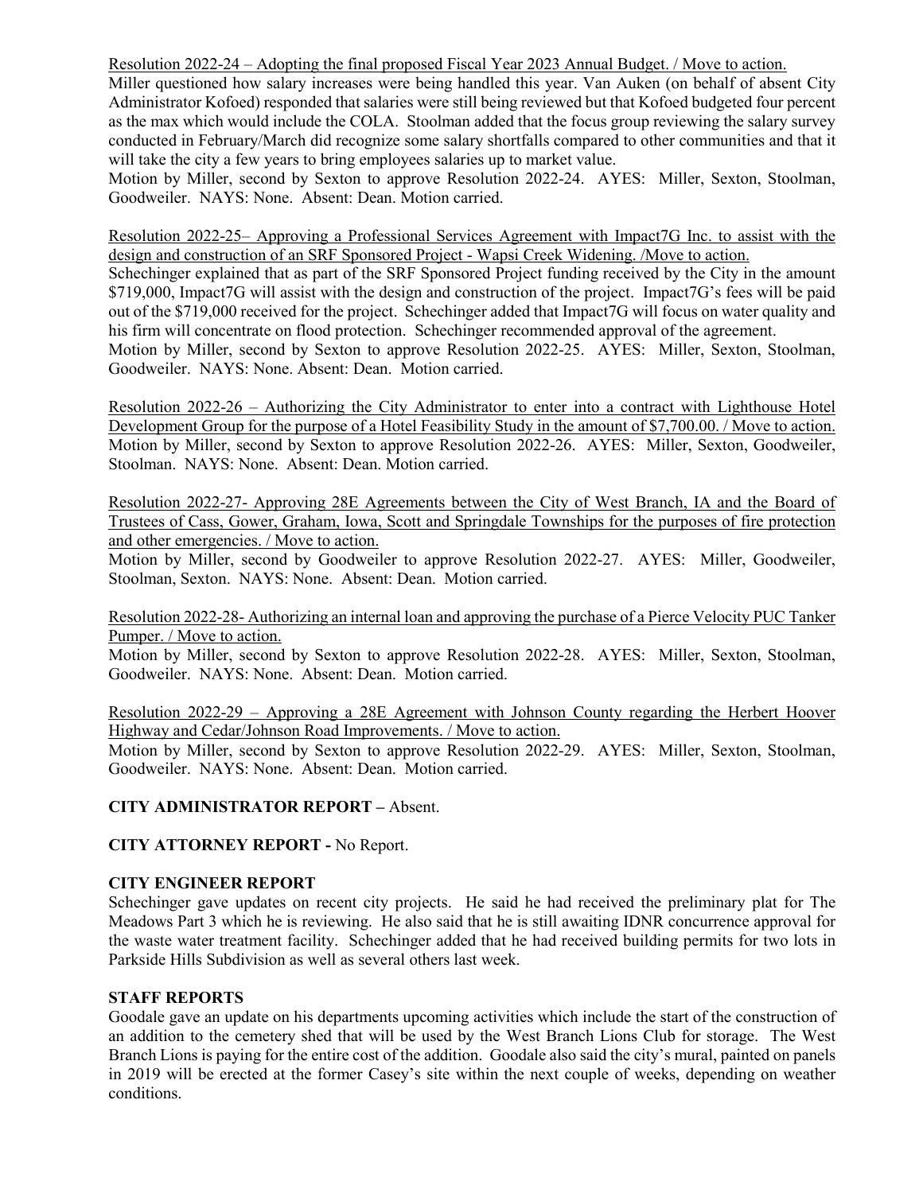Resolution 2022-24 – Adopting the final proposed Fiscal Year 2023 Annual Budget. / Move to action.

Miller questioned how salary increases were being handled this year. Van Auken (on behalf of absent City Administrator Kofoed) responded that salaries were still being reviewed but that Kofoed budgeted four percent as the max which would include the COLA. Stoolman added that the focus group reviewing the salary survey conducted in February/March did recognize some salary shortfalls compared to other communities and that it will take the city a few years to bring employees salaries up to market value.

Motion by Miller, second by Sexton to approve Resolution 2022-24. AYES: Miller, Sexton, Stoolman, Goodweiler. NAYS: None. Absent: Dean. Motion carried.

Resolution 2022-25– Approving a Professional Services Agreement with Impact7G Inc. to assist with the design and construction of an SRF Sponsored Project - Wapsi Creek Widening. /Move to action.

Schechinger explained that as part of the SRF Sponsored Project funding received by the City in the amount $719,000, Impact7G will assist with the design and construction of the project. Impact7G's fees will be paid out of the $719,000 received for the project. Schechinger added that Impact7G will focus on water quality and his firm will concentrate on flood protection. Schechinger recommended approval of the agreement.

Motion by Miller, second by Sexton to approve Resolution 2022-25. AYES: Miller, Sexton, Stoolman, Goodweiler. NAYS: None. Absent: Dean. Motion carried.

Resolution 2022-26 – Authorizing the City Administrator to enter into a contract with Lighthouse Hotel Development Group for the purpose of a Hotel Feasibility Study in the amount of $7,700.00. / Move to action.

Motion by Miller, second by Sexton to approve Resolution 2022-26. AYES: Miller, Sexton, Goodweiler, Stoolman. NAYS: None. Absent: Dean. Motion carried.

Resolution 2022-27- Approving 28E Agreements between the City of West Branch, IA and the Board of Trustees of Cass, Gower, Graham, Iowa, Scott and Springdale Townships for the purposes of fire protection and other emergencies. / Move to action.

Motion by Miller, second by Goodweiler to approve Resolution 2022-27. AYES: Miller, Goodweiler, Stoolman, Sexton. NAYS: None. Absent: Dean. Motion carried.

Resolution 2022-28- Authorizing an internal loan and approving the purchase of a Pierce Velocity PUC Tanker Pumper. / Move to action.

Motion by Miller, second by Sexton to approve Resolution 2022-28. AYES: Miller, Sexton, Stoolman, Goodweiler. NAYS: None. Absent: Dean. Motion carried.

Resolution 2022-29 – Approving a 28E Agreement with Johnson County regarding the Herbert Hoover Highway and Cedar/Johnson Road Improvements. / Move to action.

Motion by Miller, second by Sexton to approve Resolution 2022-29. AYES: Miller, Sexton, Stoolman, Goodweiler. NAYS: None. Absent: Dean. Motion carried.

**CITY ADMINISTRATOR REPORT –** Absent.

**CITY ATTORNEY REPORT -** No Report.

**CITY ENGINEER REPORT**

Schechinger gave updates on recent city projects. He said he had received the preliminary plat for The Meadows Part 3 which he is reviewing. He also said that he is still awaiting IDNR concurrence approval for the waste water treatment facility. Schechinger added that he had received building permits for two lots in Parkside Hills Subdivision as well as several others last week.

**STAFF REPORTS**

Goodale gave an update on his departments upcoming activities which include the start of the construction of an addition to the cemetery shed that will be used by the West Branch Lions Club for storage. The West Branch Lions is paying for the entire cost of the addition. Goodale also said the city's mural, painted on panels in 2019 will be erected at the former Casey's site within the next couple of weeks, depending on weather conditions.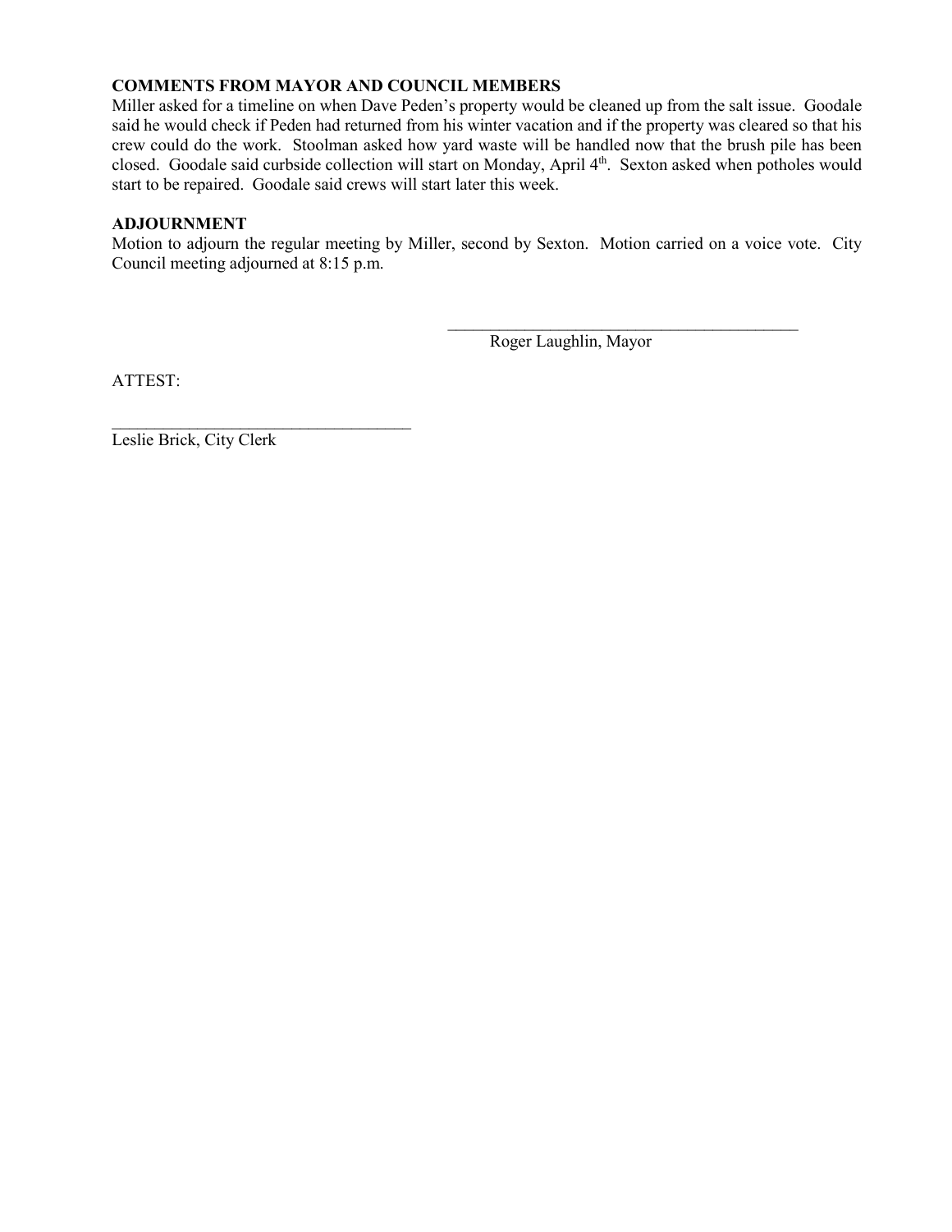**COMMENTS FROM MAYOR AND COUNCIL MEMBERS**

Miller asked for a timeline on when Dave Peden's property would be cleaned up from the salt issue. Goodale said he would check if Peden had returned from his winter vacation and if the property was cleared so that his crew could do the work. Stoolman asked how yard waste will be handled now that the brush pile has been closed. Goodale said curbside collection will start on Monday, April 4th. Sexton asked when potholes would start to be repaired. Goodale said crews will start later this week.

**ADJOURNMENT**

Motion to adjourn the regular meeting by Miller, second by Sexton. Motion carried on a voice vote. City Council meeting adjourned at 8:15 p.m.

\_\_\_\_\_\_\_\_\_\_\_\_\_\_\_\_\_\_\_\_\_\_\_\_\_\_\_\_\_\_\_\_\_\_\_\_\_\_\_\_\_\_\_\_

Roger Laughlin, Mayor

ATTEST:

\_\_\_\_\_\_\_\_\_\_\_\_\_\_\_\_\_\_\_\_\_\_\_\_\_\_\_\_\_\_\_\_\_\_\_\_\_\_

Leslie Brick, City Clerk